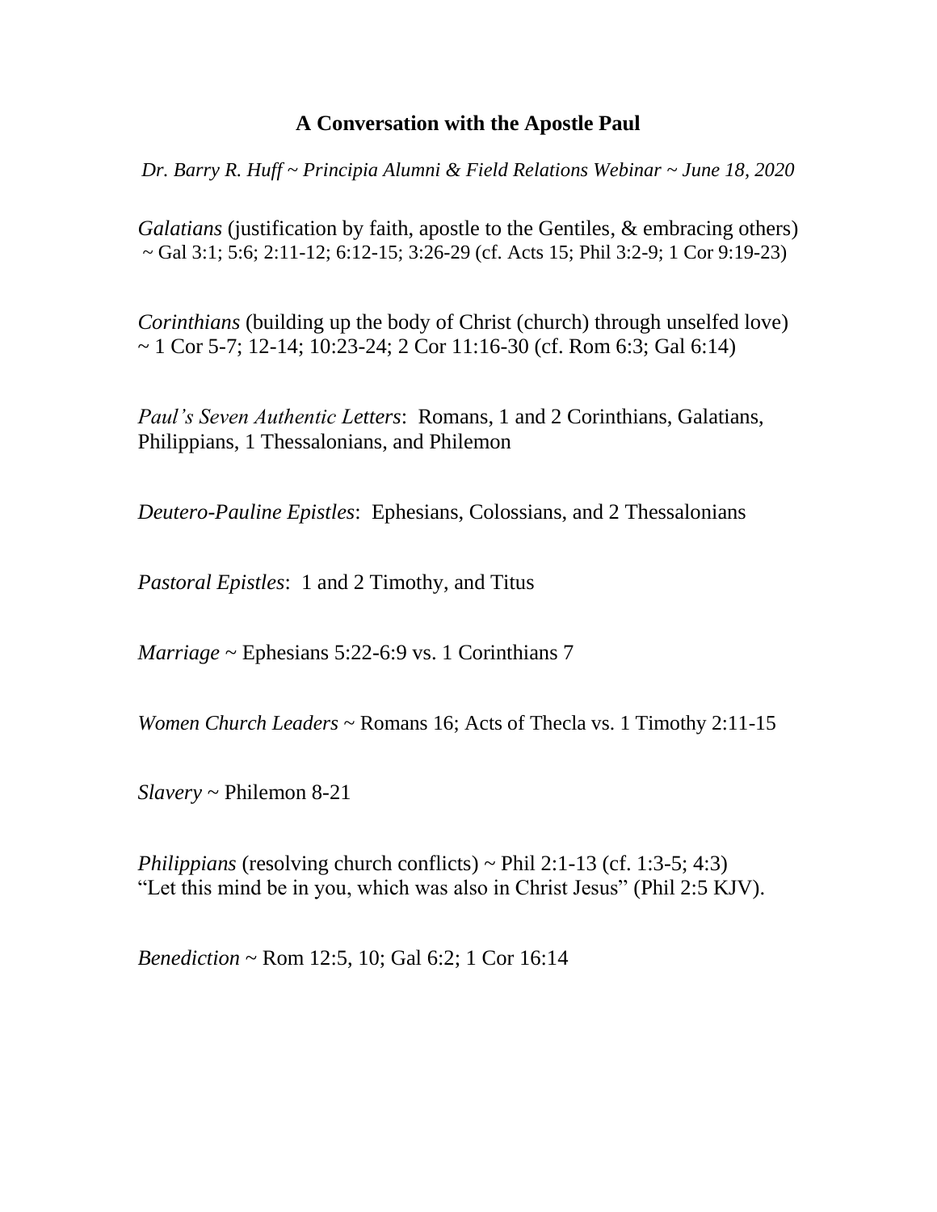# A Conversation with the Apostle Paul

*Dr. Barry R. Huff ~ Principia Alumni & Field Relations Webinar ~ June 18, 2020*

*Galatians* (justification by faith, apostle to the Gentiles, & embracing others) ~ Gal 3:1; 5:6; 2:11-12; 6:12-15; 3:26-29 (cf. Acts 15; Phil 3:2-9; 1 Cor 9:19-23)

*Corinthians* (building up the body of Christ (church) through unselfed love) ~ 1 Cor 5-7; 12-14; 10:23-24; 2 Cor 11:16-30 (cf. Rom 6:3; Gal 6:14)

*Paul's Seven Authentic Letters*: Romans, 1 and 2 Corinthians, Galatians, Philippians, 1 Thessalonians, and Philemon

*Deutero-Pauline Epistles*: Ephesians, Colossians, and 2 Thessalonians

*Pastoral Epistles*: 1 and 2 Timothy, and Titus

*Marriage* ~ Ephesians 5:22-6:9 vs. 1 Corinthians 7

*Women Church Leaders* ~ Romans 16; Acts of Thecla vs. 1 Timothy 2:11-15

*Slavery* ~ Philemon 8-21

*Philippians* (resolving church conflicts) ~ Phil 2:1-13 (cf. 1:3-5; 4:3)
"Let this mind be in you, which was also in Christ Jesus" (Phil 2:5 KJV).

*Benediction* ~ Rom 12:5, 10; Gal 6:2; 1 Cor 16:14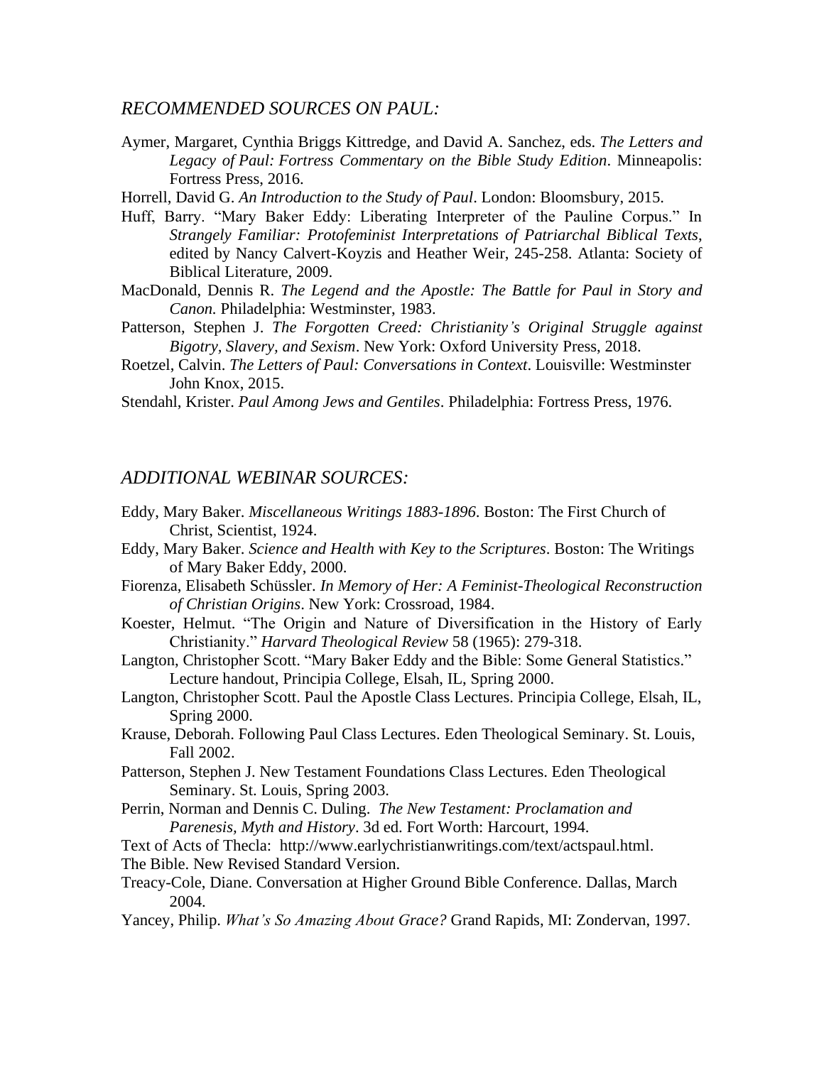## *RECOMMENDED SOURCES ON PAUL:*

Aymer, Margaret, Cynthia Briggs Kittredge, and David A. Sanchez, eds. *The Letters and Legacy of Paul: Fortress Commentary on the Bible Study Edition*. Minneapolis: Fortress Press, 2016.

Horrell, David G. *An Introduction to the Study of Paul*. London: Bloomsbury, 2015.

Huff, Barry. "Mary Baker Eddy: Liberating Interpreter of the Pauline Corpus." In *Strangely Familiar: Protofeminist Interpretations of Patriarchal Biblical Texts*, edited by Nancy Calvert-Koyzis and Heather Weir, 245-258. Atlanta: Society of Biblical Literature, 2009.

MacDonald, Dennis R. *The Legend and the Apostle: The Battle for Paul in Story and Canon.* Philadelphia: Westminster, 1983.

Patterson, Stephen J. *The Forgotten Creed: Christianity's Original Struggle against Bigotry, Slavery, and Sexism*. New York: Oxford University Press, 2018.

Roetzel, Calvin. *The Letters of Paul: Conversations in Context*. Louisville: Westminster John Knox, 2015.

Stendahl, Krister. *Paul Among Jews and Gentiles*. Philadelphia: Fortress Press, 1976.

## *ADDITIONAL WEBINAR SOURCES:*

Eddy, Mary Baker. *Miscellaneous Writings 1883-1896*. Boston: The First Church of Christ, Scientist, 1924.

Eddy, Mary Baker. *Science and Health with Key to the Scriptures*. Boston: The Writings of Mary Baker Eddy, 2000.

Fiorenza, Elisabeth Schüssler. *In Memory of Her: A Feminist-Theological Reconstruction of Christian Origins*. New York: Crossroad, 1984.

Koester, Helmut. "The Origin and Nature of Diversification in the History of Early Christianity." *Harvard Theological Review* 58 (1965): 279-318.

Langton, Christopher Scott. "Mary Baker Eddy and the Bible: Some General Statistics." Lecture handout, Principia College, Elsah, IL, Spring 2000.

Langton, Christopher Scott. Paul the Apostle Class Lectures. Principia College, Elsah, IL, Spring 2000.

Krause, Deborah. Following Paul Class Lectures. Eden Theological Seminary. St. Louis, Fall 2002.

Patterson, Stephen J. New Testament Foundations Class Lectures. Eden Theological Seminary. St. Louis, Spring 2003.

Perrin, Norman and Dennis C. Duling. *The New Testament: Proclamation and Parenesis, Myth and History*. 3d ed. Fort Worth: Harcourt, 1994.

Text of Acts of Thecla: http://www.earlychristianwritings.com/text/actspaul.html.

The Bible. New Revised Standard Version.

Treacy-Cole, Diane. Conversation at Higher Ground Bible Conference. Dallas, March 2004.

Yancey, Philip. *What's So Amazing About Grace?* Grand Rapids, MI: Zondervan, 1997.